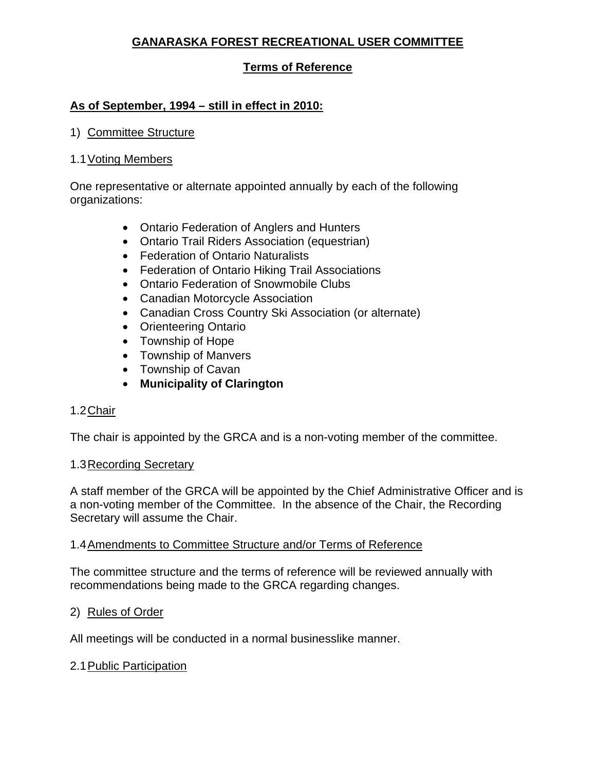# GANARASKA FOREST RECREATIONAL USER COMMITTEE

## Terms of Reference

**As of September, 1994 – still in effect in 2010:**

1) Committee Structure

1.1 Voting Members

One representative or alternate appointed annually by each of the following organizations:

- Ontario Federation of Anglers and Hunters
- Ontario Trail Riders Association (equestrian)
- Federation of Ontario Naturalists
- Federation of Ontario Hiking Trail Associations
- Ontario Federation of Snowmobile Clubs
- Canadian Motorcycle Association
- Canadian Cross Country Ski Association (or alternate)
- Orienteering Ontario
- Township of Hope
- Township of Manvers
- Township of Cavan
- **Municipality of Clarington**

1.2 Chair

The chair is appointed by the GRCA and is a non-voting member of the committee.

1.3 Recording Secretary

A staff member of the GRCA will be appointed by the Chief Administrative Officer and is a non-voting member of the Committee. In the absence of the Chair, the Recording Secretary will assume the Chair.

1.4 Amendments to Committee Structure and/or Terms of Reference

The committee structure and the terms of reference will be reviewed annually with recommendations being made to the GRCA regarding changes.

2) Rules of Order

All meetings will be conducted in a normal businesslike manner.

2.1 Public Participation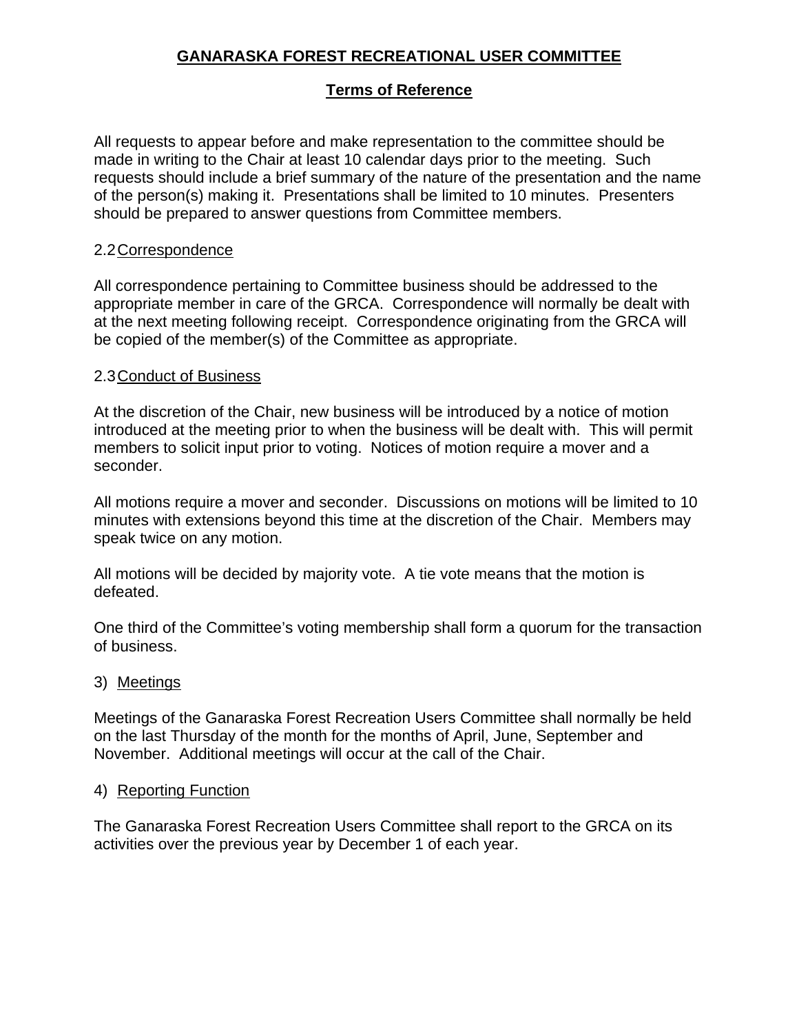# GANARASKA FOREST RECREATIONAL USER COMMITTEE

## Terms of Reference

All requests to appear before and make representation to the committee should be made in writing to the Chair at least 10 calendar days prior to the meeting. Such requests should include a brief summary of the nature of the presentation and the name of the person(s) making it. Presentations shall be limited to 10 minutes. Presenters should be prepared to answer questions from Committee members.

2.2 Correspondence

All correspondence pertaining to Committee business should be addressed to the appropriate member in care of the GRCA. Correspondence will normally be dealt with at the next meeting following receipt. Correspondence originating from the GRCA will be copied of the member(s) of the Committee as appropriate.

2.3 Conduct of Business

At the discretion of the Chair, new business will be introduced by a notice of motion introduced at the meeting prior to when the business will be dealt with. This will permit members to solicit input prior to voting. Notices of motion require a mover and a seconder.

All motions require a mover and seconder. Discussions on motions will be limited to 10 minutes with extensions beyond this time at the discretion of the Chair. Members may speak twice on any motion.

All motions will be decided by majority vote. A tie vote means that the motion is defeated.

One third of the Committee's voting membership shall form a quorum for the transaction of business.

3) Meetings

Meetings of the Ganaraska Forest Recreation Users Committee shall normally be held on the last Thursday of the month for the months of April, June, September and November. Additional meetings will occur at the call of the Chair.

4) Reporting Function

The Ganaraska Forest Recreation Users Committee shall report to the GRCA on its activities over the previous year by December 1 of each year.